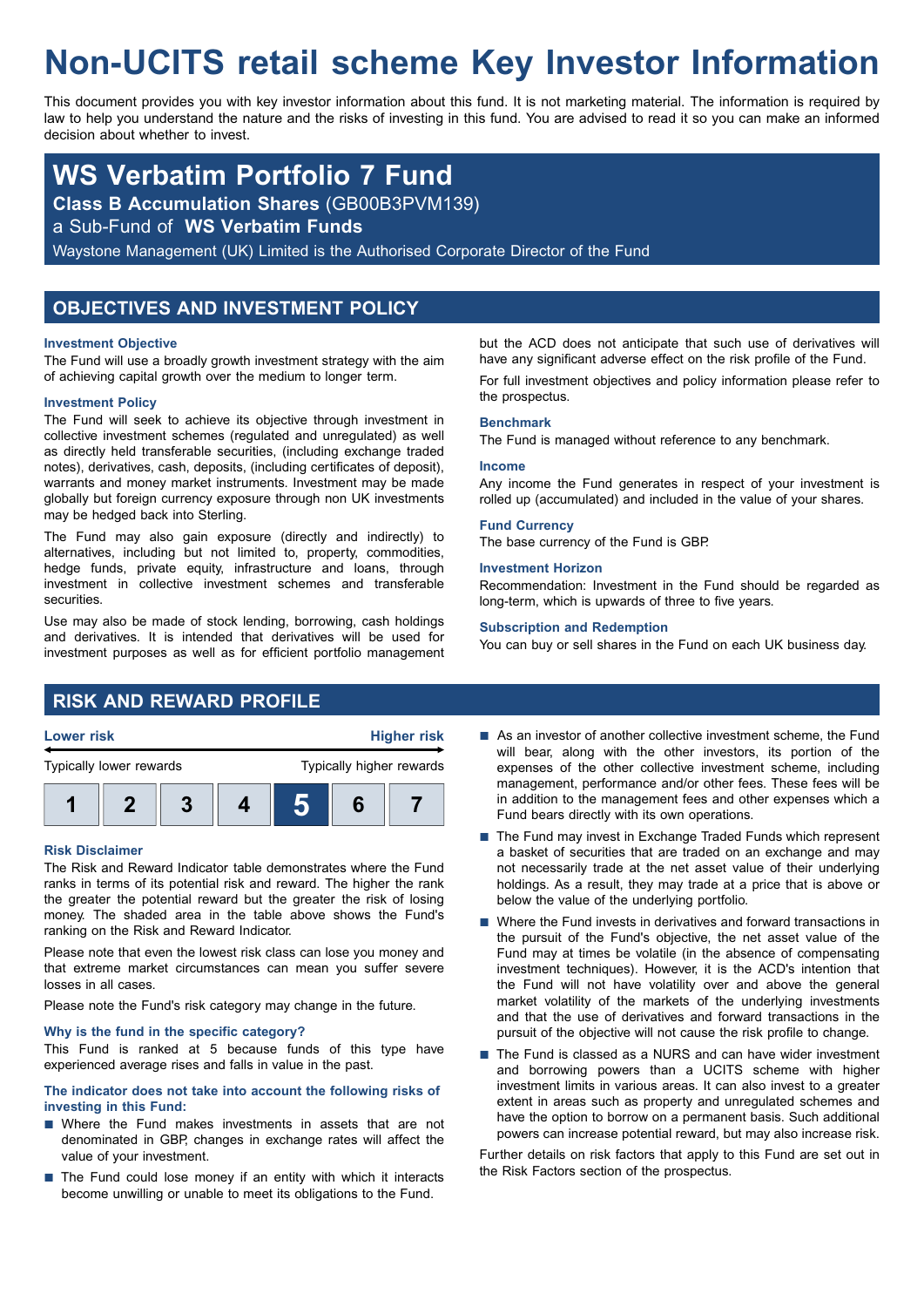# Non-UCITS retail scheme Key Investor Information

This document provides you with key investor information about this fund. It is not marketing material. The information is required by law to help you understand the nature and the risks of investing in this fund. You are advised to read it so you can make an informed decision about whether to invest.

## WS Verbatim Portfolio 7 Fund

**Class B Accumulation Shares** (GB00B3PVM139)

a Sub-Fund of **WS Verbatim Funds**

Waystone Management (UK) Limited is the Authorised Corporate Director of the Fund

## OBJECTIVES AND INVESTMENT POLICY

### Investment Objective

The Fund will use a broadly growth investment strategy with the aim of achieving capital growth over the medium to longer term.

### Investment Policy

The Fund will seek to achieve its objective through investment in collective investment schemes (regulated and unregulated) as well as directly held transferable securities, (including exchange traded notes), derivatives, cash, deposits, (including certificates of deposit), warrants and money market instruments. Investment may be made globally but foreign currency exposure through non UK investments may be hedged back into Sterling.

The Fund may also gain exposure (directly and indirectly) to alternatives, including but not limited to, property, commodities, hedge funds, private equity, infrastructure and loans, through investment in collective investment schemes and transferable securities.

Use may also be made of stock lending, borrowing, cash holdings and derivatives. It is intended that derivatives will be used for investment purposes as well as for efficient portfolio management but the ACD does not anticipate that such use of derivatives will have any significant adverse effect on the risk profile of the Fund.

For full investment objectives and policy information please refer to the prospectus.

### Benchmark

The Fund is managed without reference to any benchmark.

### Income

Any income the Fund generates in respect of your investment is rolled up (accumulated) and included in the value of your shares.

### Fund Currency

The base currency of the Fund is GBP.

### Investment Horizon

Recommendation: Investment in the Fund should be regarded as long-term, which is upwards of three to five years.

### Subscription and Redemption

You can buy or sell shares in the Fund on each UK business day.

## RISK AND REWARD PROFILE

| Lower risk | | | | | | Higher risk |
|---|---|---|---|---|---|---|
| Typically lower rewards | | | | | | Typically higher rewards |
| 1 | 2 | 3 | 4 | **5** | 6 | 7 |

### Risk Disclaimer

The Risk and Reward Indicator table demonstrates where the Fund ranks in terms of its potential risk and reward. The higher the rank the greater the potential reward but the greater the risk of losing money. The shaded area in the table above shows the Fund's ranking on the Risk and Reward Indicator.

Please note that even the lowest risk class can lose you money and that extreme market circumstances can mean you suffer severe losses in all cases.

Please note the Fund's risk category may change in the future.

### Why is the fund in the specific category?

This Fund is ranked at 5 because funds of this type have experienced average rises and falls in value in the past.

### The indicator does not take into account the following risks of investing in this Fund:

- Where the Fund makes investments in assets that are not denominated in GBP, changes in exchange rates will affect the value of your investment.
- The Fund could lose money if an entity with which it interacts become unwilling or unable to meet its obligations to the Fund.
- As an investor of another collective investment scheme, the Fund will bear, along with the other investors, its portion of the expenses of the other collective investment scheme, including management, performance and/or other fees. These fees will be in addition to the management fees and other expenses which a Fund bears directly with its own operations.
- The Fund may invest in Exchange Traded Funds which represent a basket of securities that are traded on an exchange and may not necessarily trade at the net asset value of their underlying holdings. As a result, they may trade at a price that is above or below the value of the underlying portfolio.
- Where the Fund invests in derivatives and forward transactions in the pursuit of the Fund's objective, the net asset value of the Fund may at times be volatile (in the absence of compensating investment techniques). However, it is the ACD's intention that the Fund will not have volatility over and above the general market volatility of the markets of the underlying investments and that the use of derivatives and forward transactions in the pursuit of the objective will not cause the risk profile to change.
- The Fund is classed as a NURS and can have wider investment and borrowing powers than a UCITS scheme with higher investment limits in various areas. It can also invest to a greater extent in areas such as property and unregulated schemes and have the option to borrow on a permanent basis. Such additional powers can increase potential reward, but may also increase risk.

Further details on risk factors that apply to this Fund are set out in the Risk Factors section of the prospectus.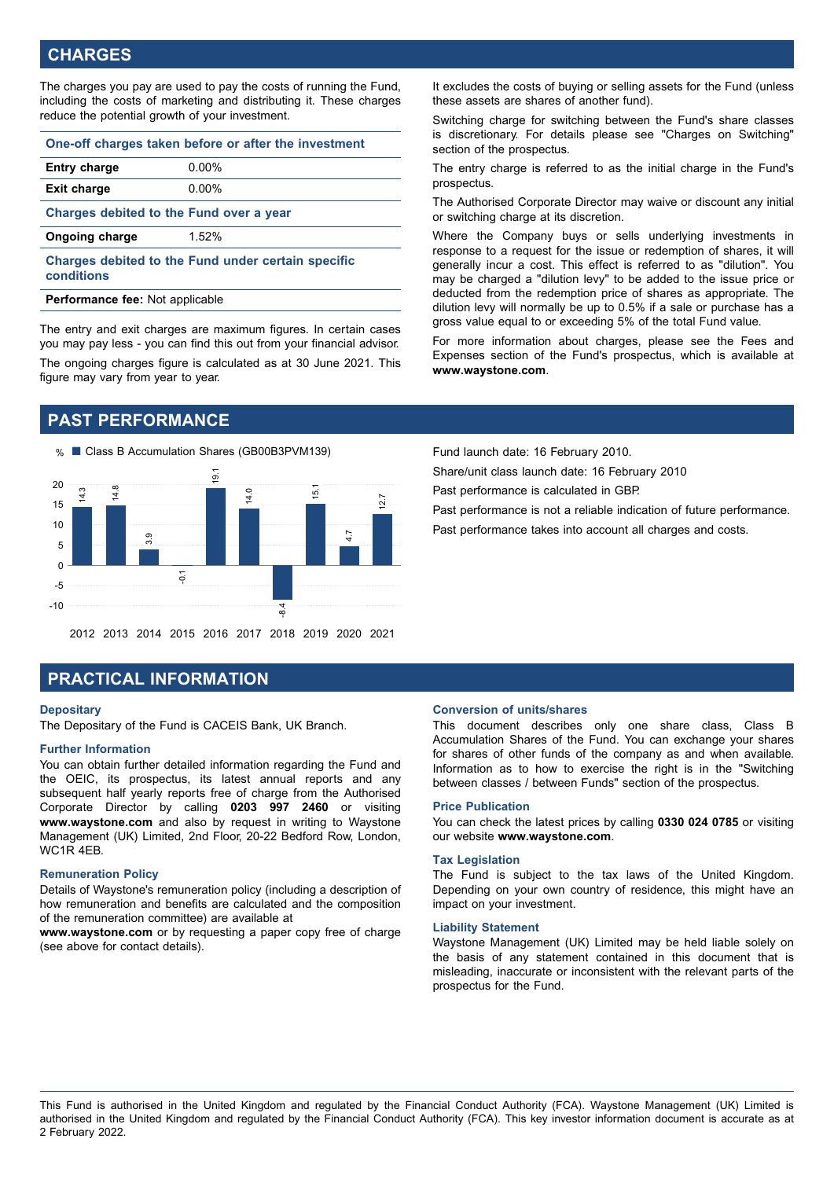## CHARGES

The charges you pay are used to pay the costs of running the Fund, including the costs of marketing and distributing it. These charges reduce the potential growth of your investment.

| One-off charges taken before or after the investment | |
|---|---|
| **Entry charge** | 0.00% |
| **Exit charge** | 0.00% |
| **Charges debited to the Fund over a year** | |
| **Ongoing charge** | 1.52% |
| **Charges debited to the Fund under certain specific conditions** | |
| **Performance fee:** Not applicable | |

The entry and exit charges are maximum figures. In certain cases you may pay less - you can find this out from your financial advisor.

The ongoing charges figure is calculated as at 30 June 2021. This figure may vary from year to year.

It excludes the costs of buying or selling assets for the Fund (unless these assets are shares of another fund).

Switching charge for switching between the Fund's share classes is discretionary. For details please see "Charges on Switching" section of the prospectus.

The entry charge is referred to as the initial charge in the Fund's prospectus.

The Authorised Corporate Director may waive or discount any initial or switching charge at its discretion.

Where the Company buys or sells underlying investments in response to a request for the issue or redemption of shares, it will generally incur a cost. This effect is referred to as "dilution". You may be charged a "dilution levy" to be added to the issue price or deducted from the redemption price of shares as appropriate. The dilution levy will normally be up to 0.5% if a sale or purchase has a gross value equal to or exceeding 5% of the total Fund value.

For more information about charges, please see the Fees and Expenses section of the Fund's prospectus, which is available at **www.waystone.com**.

## PAST PERFORMANCE

% Class B Accumulation Shares (GB00B3PVM139)

20
15
10
5
0
-5
-10

14.3
14.8
3.9
-0.1
19.1
14.0
-8.4
15.1
4.7
12.7

2012 2013 2014 2015 2016 2017 2018 2019 2020 2021

Fund launch date: 16 February 2010.

Share/unit class launch date: 16 February 2010

Past performance is calculated in GBP.

Past performance is not a reliable indication of future performance.

Past performance takes into account all charges and costs.

## PRACTICAL INFORMATION

### Depositary
The Depositary of the Fund is CACEIS Bank, UK Branch.

### Further Information
You can obtain further detailed information regarding the Fund and the OEIC, its prospectus, its latest annual reports and any subsequent half yearly reports free of charge from the Authorised Corporate Director by calling **0203 997 2460** or visiting **www.waystone.com** and also by request in writing to Waystone Management (UK) Limited, 2nd Floor, 20-22 Bedford Row, London, WC1R 4EB.

### Remuneration Policy
Details of Waystone's remuneration policy (including a description of how remuneration and benefits are calculated and the composition of the remuneration committee) are available at **www.waystone.com** or by requesting a paper copy free of charge (see above for contact details).

### Conversion of units/shares
This document describes only one share class, Class B Accumulation Shares of the Fund. You can exchange your shares for shares of other funds of the company as and when available. Information as to how to exercise the right is in the "Switching between classes / between Funds" section of the prospectus.

### Price Publication
You can check the latest prices by calling **0330 024 0785** or visiting our website **www.waystone.com**.

### Tax Legislation
The Fund is subject to the tax laws of the United Kingdom. Depending on your own country of residence, this might have an impact on your investment.

### Liability Statement
Waystone Management (UK) Limited may be held liable solely on the basis of any statement contained in this document that is misleading, inaccurate or inconsistent with the relevant parts of the prospectus for the Fund.

This Fund is authorised in the United Kingdom and regulated by the Financial Conduct Authority (FCA). Waystone Management (UK) Limited is authorised in the United Kingdom and regulated by the Financial Conduct Authority (FCA). This key investor information document is accurate as at 2 February 2022.